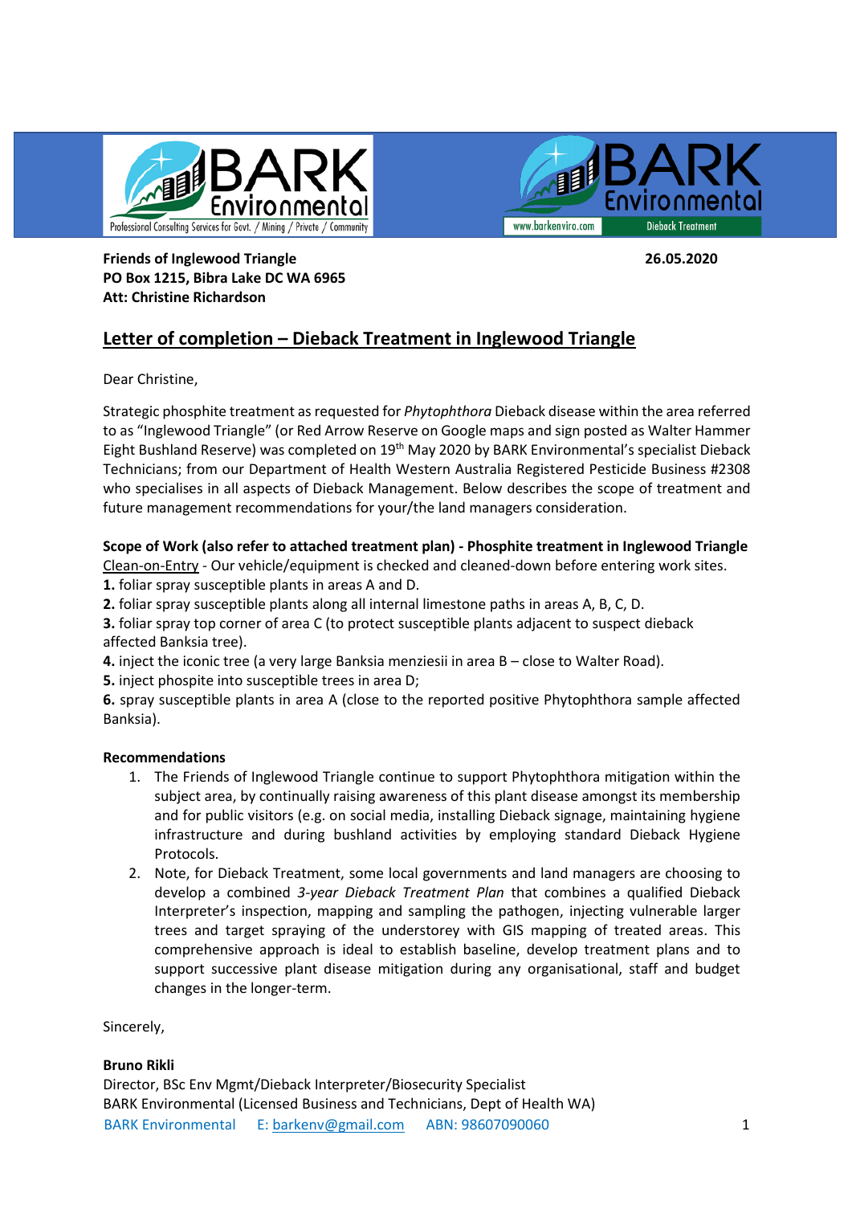Friends of Inglewood Triangle
PO Box 1215, Bibra Lake DC WA 6965
Att: Christine Richardson

26.05.2020

## Letter of completion – Dieback Treatment in Inglewood Triangle

Dear Christine,

Strategic phosphite treatment as requested for *Phytophthora* Dieback disease within the area referred to as "Inglewood Triangle" (or Red Arrow Reserve on Google maps and sign posted as Walter Hammer Eight Bushland Reserve) was completed on 19th May 2020 by BARK Environmental's specialist Dieback Technicians; from our Department of Health Western Australia Registered Pesticide Business #2308 who specialises in all aspects of Dieback Management. Below describes the scope of treatment and future management recommendations for your/the land managers consideration.

**Scope of Work (also refer to attached treatment plan) - Phosphite treatment in Inglewood Triangle**

Clean-on-Entry - Our vehicle/equipment is checked and cleaned-down before entering work sites.

**1.** foliar spray susceptible plants in areas A and D.
**2.** foliar spray susceptible plants along all internal limestone paths in areas A, B, C, D.
**3.** foliar spray top corner of area C (to protect susceptible plants adjacent to suspect dieback affected Banksia tree).
**4.** inject the iconic tree (a very large Banksia menziesii in area B – close to Walter Road).
**5.** inject phospite into susceptible trees in area D;
**6.** spray susceptible plants in area A (close to the reported positive Phytophthora sample affected Banksia).

**Recommendations**

1. The Friends of Inglewood Triangle continue to support Phytophthora mitigation within the subject area, by continually raising awareness of this plant disease amongst its membership and for public visitors (e.g. on social media, installing Dieback signage, maintaining hygiene infrastructure and during bushland activities by employing standard Dieback Hygiene Protocols.
2. Note, for Dieback Treatment, some local governments and land managers are choosing to develop a combined *3-year Dieback Treatment Plan* that combines a qualified Dieback Interpreter's inspection, mapping and sampling the pathogen, injecting vulnerable larger trees and target spraying of the understorey with GIS mapping of treated areas. This comprehensive approach is ideal to establish baseline, develop treatment plans and to support successive plant disease mitigation during any organisational, staff and budget changes in the longer-term.

Sincerely,

**Bruno Rikli**
Director, BSc Env Mgmt/Dieback Interpreter/Biosecurity Specialist
BARK Environmental (Licensed Business and Technicians, Dept of Health WA)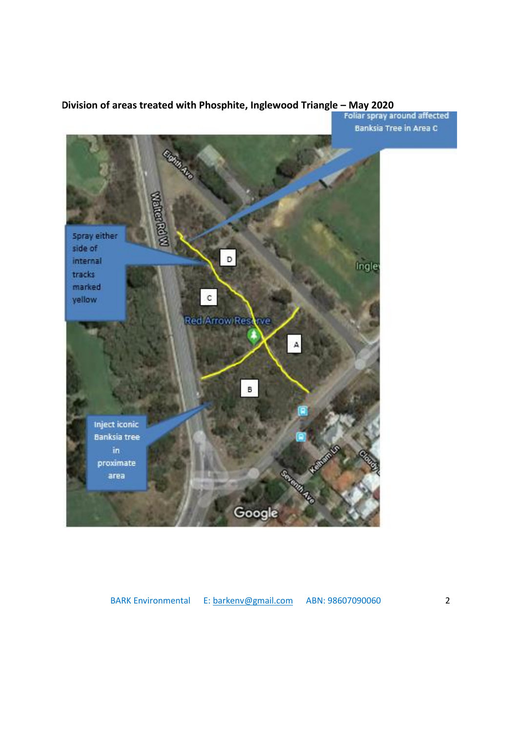**Division of areas treated with Phosphite, Inglewood Triangle – May 2020**

Foliar spray around affected Banksia Tree in Area C

Spray either side of internal tracks marked yellow

Inject iconic Banksia tree in proximate area

D

C

A

B

Eighth Ave

Walter Rd W

Red Arrow Reserve

Ingle

Keiham Ln

Cloudy

Seventh Ave

Google